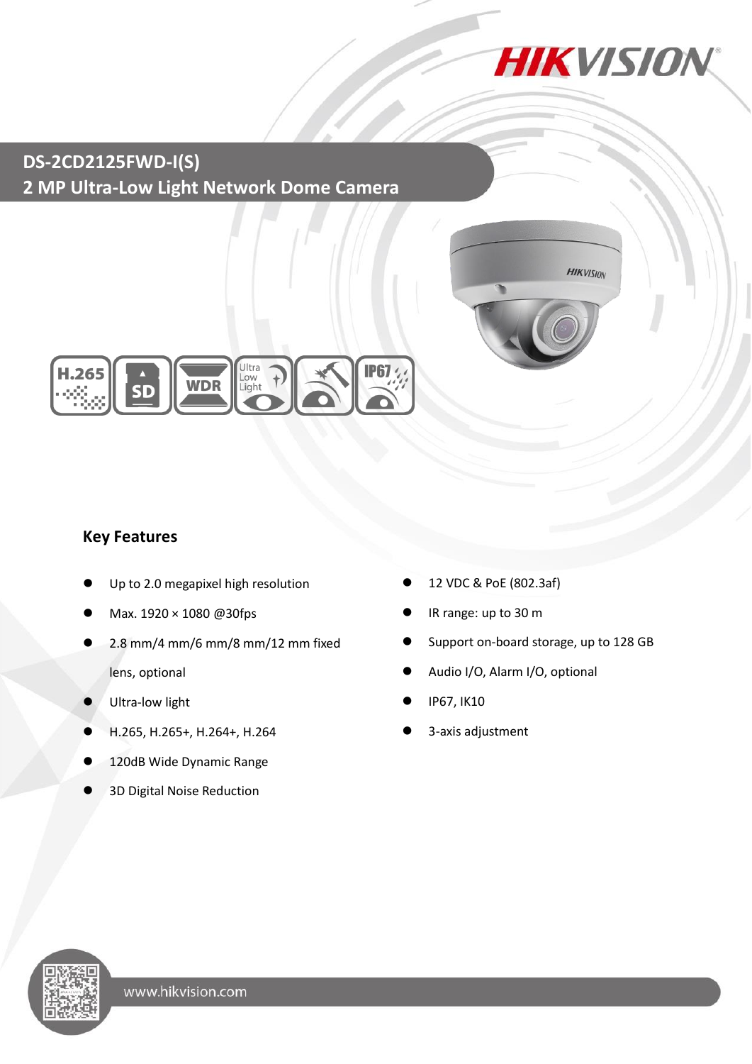# DS-2CD2125FWD-I(S)

## 2 MP Ultra-Low Light Network Dome Camera

### Key Features

- Up to 2.0 megapixel high resolution
- Max. 1920 × 1080 @30fps
- 2.8 mm/4 mm/6 mm/8 mm/12 mm fixed lens, optional
- Ultra-low light
- H.265, H.265+, H.264+, H.264
- 120dB Wide Dynamic Range
- 3D Digital Noise Reduction
- 12 VDC & PoE (802.3af)
- IR range: up to 30 m
- Support on-board storage, up to 128 GB
- Audio I/O, Alarm I/O, optional
- IP67, IK10
- 3-axis adjustment

www.hikvision.com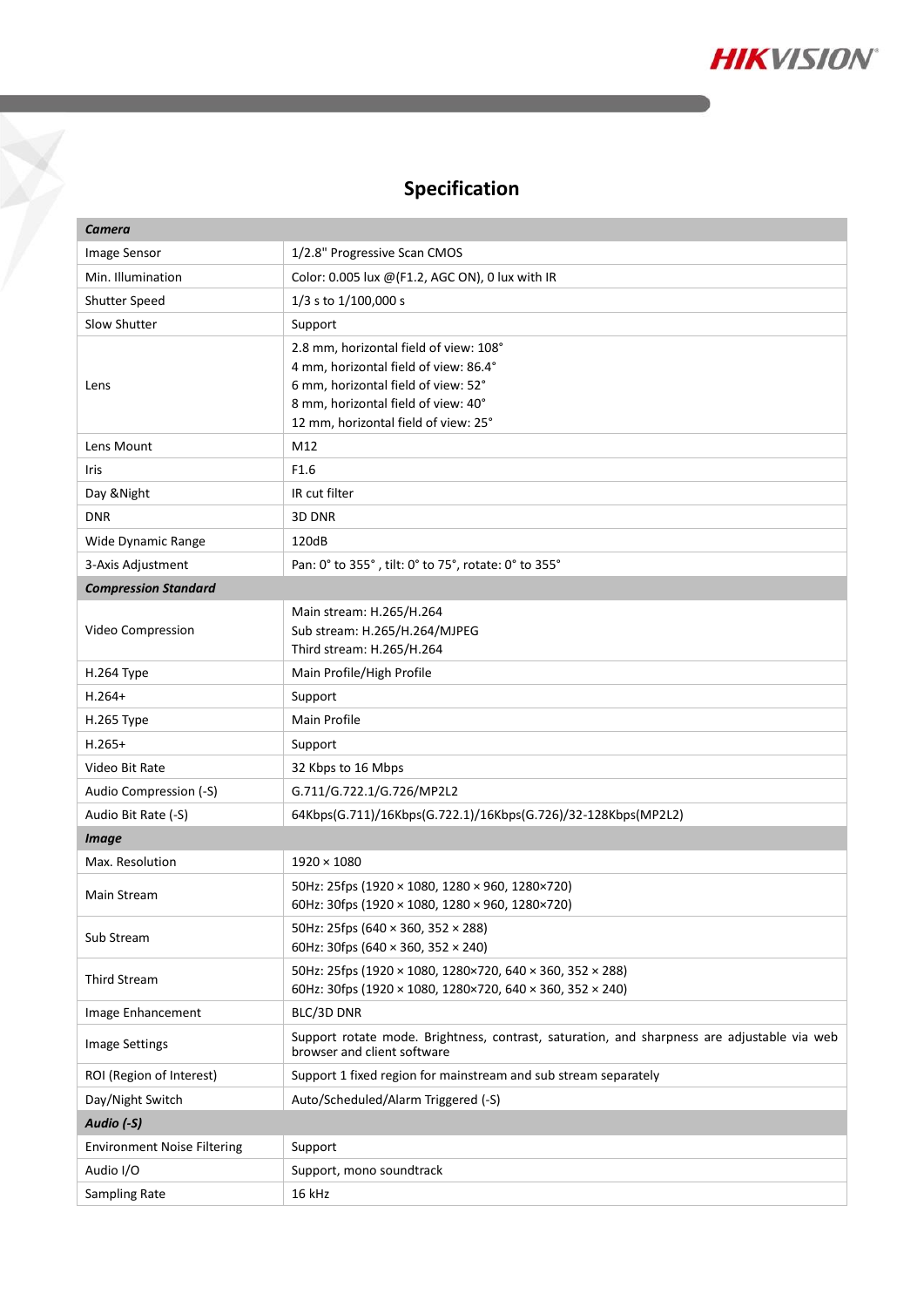## Specification

| Camera | |
|---|---|
| Image Sensor | 1/2.8" Progressive Scan CMOS |
| Min. Illumination | Color: 0.005 lux @(F1.2, AGC ON), 0 lux with IR |
| Shutter Speed | 1/3 s to 1/100,000 s |
| Slow Shutter | Support |
| Lens | 2.8 mm, horizontal field of view: 108°<br>4 mm, horizontal field of view: 86.4°<br>6 mm, horizontal field of view: 52°<br>8 mm, horizontal field of view: 40°<br>12 mm, horizontal field of view: 25° |
| Lens Mount | M12 |
| Iris | F1.6 |
| Day &Night | IR cut filter |
| DNR | 3D DNR |
| Wide Dynamic Range | 120dB |
| 3-Axis Adjustment | Pan: 0° to 355° , tilt: 0° to 75°, rotate: 0° to 355° |
| ***Compression Standard*** | |
| Video Compression | Main stream: H.265/H.264<br>Sub stream: H.265/H.264/MJPEG<br>Third stream: H.265/H.264 |
| H.264 Type | Main Profile/High Profile |
| H.264+ | Support |
| H.265 Type | Main Profile |
| H.265+ | Support |
| Video Bit Rate | 32 Kbps to 16 Mbps |
| Audio Compression (-S) | G.711/G.722.1/G.726/MP2L2 |
| Audio Bit Rate (-S) | 64Kbps(G.711)/16Kbps(G.722.1)/16Kbps(G.726)/32-128Kbps(MP2L2) |
| ***Image*** | |
| Max. Resolution | 1920 × 1080 |
| Main Stream | 50Hz: 25fps (1920 × 1080, 1280 × 960, 1280×720)<br>60Hz: 30fps (1920 × 1080, 1280 × 960, 1280×720) |
| Sub Stream | 50Hz: 25fps (640 × 360, 352 × 288)<br>60Hz: 30fps (640 × 360, 352 × 240) |
| Third Stream | 50Hz: 25fps (1920 × 1080, 1280×720, 640 × 360, 352 × 288)<br>60Hz: 30fps (1920 × 1080, 1280×720, 640 × 360, 352 × 240) |
| Image Enhancement | BLC/3D DNR |
| Image Settings | Support rotate mode. Brightness, contrast, saturation, and sharpness are adjustable via web browser and client software |
| ROI (Region of Interest) | Support 1 fixed region for mainstream and sub stream separately |
| Day/Night Switch | Auto/Scheduled/Alarm Triggered (-S) |
| ***Audio (-S)*** | |
| Environment Noise Filtering | Support |
| Audio I/O | Support, mono soundtrack |
| Sampling Rate | 16 kHz |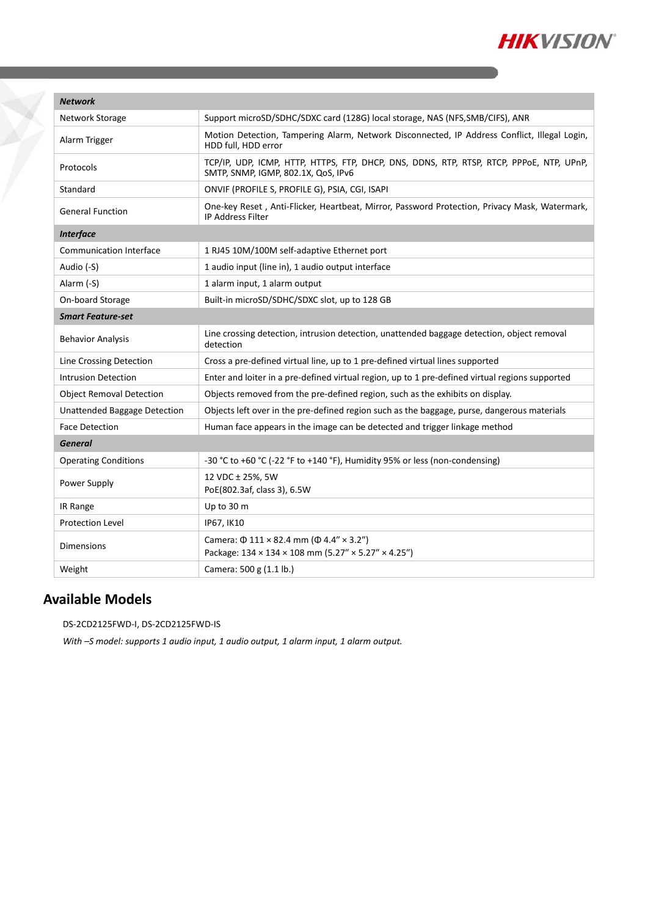| ***Network*** | |
|---|---|
| Network Storage | Support microSD/SDHC/SDXC card (128G) local storage, NAS (NFS,SMB/CIFS), ANR |
| Alarm Trigger | Motion Detection, Tampering Alarm, Network Disconnected, IP Address Conflict, Illegal Login, HDD full, HDD error |
| Protocols | TCP/IP, UDP, ICMP, HTTP, HTTPS, FTP, DHCP, DNS, DDNS, RTP, RTSP, RTCP, PPPoE, NTP, UPnP, SMTP, SNMP, IGMP, 802.1X, QoS, IPv6 |
| Standard | ONVIF (PROFILE S, PROFILE G), PSIA, CGI, ISAPI |
| General Function | One-key Reset , Anti-Flicker, Heartbeat, Mirror, Password Protection, Privacy Mask, Watermark, IP Address Filter |
| ***Interface*** | |
| Communication Interface | 1 RJ45 10M/100M self-adaptive Ethernet port |
| Audio (-S) | 1 audio input (line in), 1 audio output interface |
| Alarm (-S) | 1 alarm input, 1 alarm output |
| On-board Storage | Built-in microSD/SDHC/SDXC slot, up to 128 GB |
| ***Smart Feature-set*** | |
| Behavior Analysis | Line crossing detection, intrusion detection, unattended baggage detection, object removal detection |
| Line Crossing Detection | Cross a pre-defined virtual line, up to 1 pre-defined virtual lines supported |
| Intrusion Detection | Enter and loiter in a pre-defined virtual region, up to 1 pre-defined virtual regions supported |
| Object Removal Detection | Objects removed from the pre-defined region, such as the exhibits on display. |
| Unattended Baggage Detection | Objects left over in the pre-defined region such as the baggage, purse, dangerous materials |
| Face Detection | Human face appears in the image can be detected and trigger linkage method |
| ***General*** | |
| Operating Conditions | -30 °C to +60 °C (-22 °F to +140 °F), Humidity 95% or less (non-condensing) |
| Power Supply | 12 VDC ± 25%, 5W<br>PoE(802.3af, class 3), 6.5W |
| IR Range | Up to 30 m |
| Protection Level | IP67, IK10 |
| Dimensions | Camera: Φ 111 × 82.4 mm (Φ 4.4" × 3.2")<br>Package: 134 × 134 × 108 mm (5.27" × 5.27" × 4.25") |
| Weight | Camera: 500 g (1.1 lb.) |

## Available Models

DS-2CD2125FWD-I, DS-2CD2125FWD-IS

*With –S model: supports 1 audio input, 1 audio output, 1 alarm input, 1 alarm output.*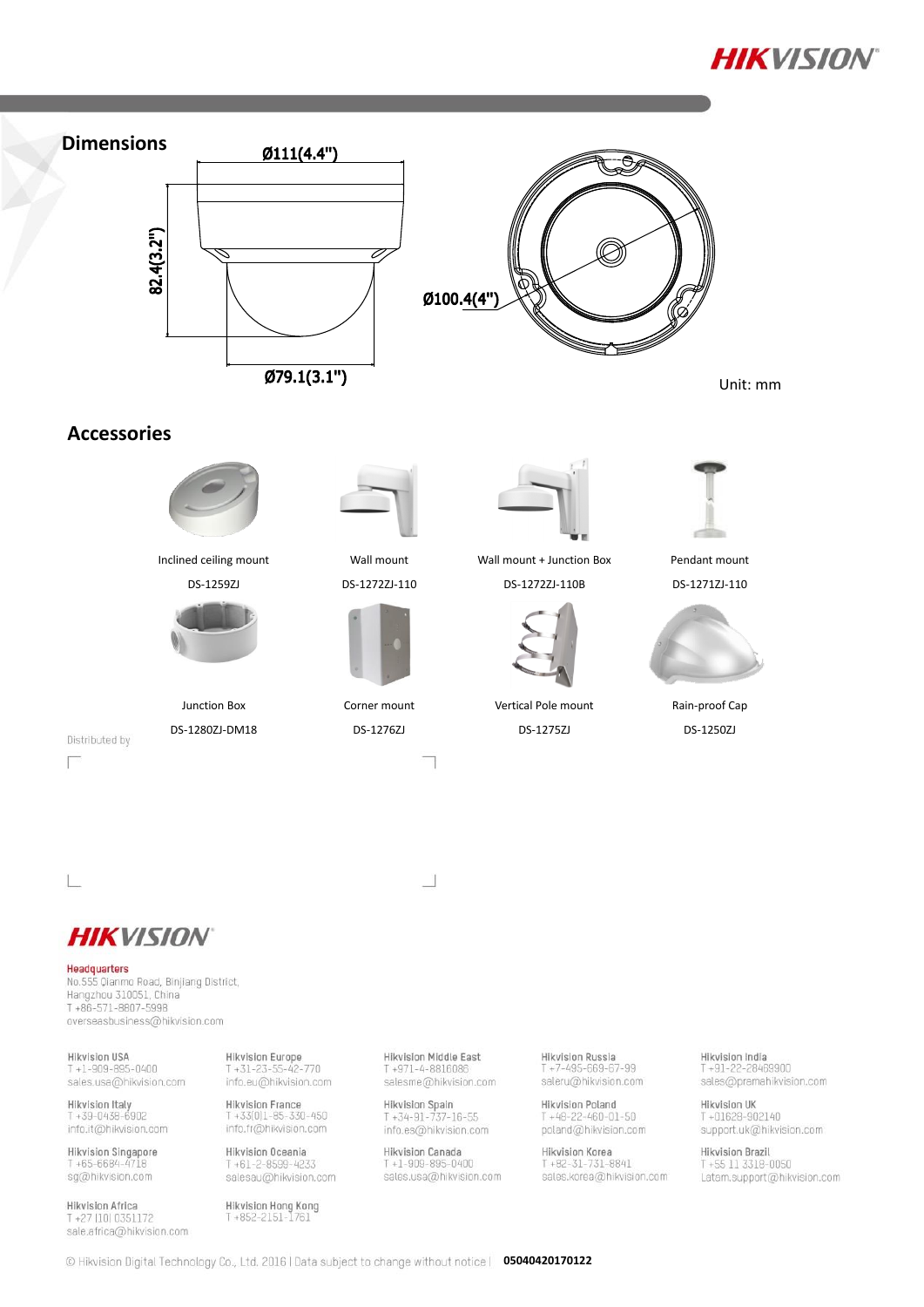## Dimensions

Ø111(4.4")

82.4(3.2")

Ø100.4(4")

Ø79.1(3.1")

Unit: mm

## Accessories

| | | | |
|---|---|---|---|
| Inclined ceiling mount | Wall mount | Wall mount + Junction Box | Pendant mount |
| DS-1259ZJ | DS-1272ZJ-110 | DS-1272ZJ-110B | DS-1271ZJ-110 |
| Junction Box | Corner mount | Vertical Pole mount | Rain-proof Cap |
| DS-1280ZJ-DM18 | DS-1276ZJ | DS-1275ZJ | DS-1250ZJ |

Distributed by

**HIKVISION**

**Headquarters**
No.555 Qianmo Road, Binjiang District,
Hangzhou 310051, China
T +86-571-8807-5998
overseasbusiness@hikvision.com

**Hikvision USA**
T +1-909-895-0400
sales.usa@hikvision.com

**Hikvision Europe**
T +31-23-55-42-770
info.eu@hikvision.com

**Hikvision Middle East**
T +971-4-8816086
salesme@hikvision.com

**Hikvision Russia**
T +7-495-669-67-99
saleru@hikvision.com

**Hikvision India**
T +91-22-28469900
sales@pramahikvision.com

**Hikvision Italy**
T +39-0438-6902
info.it@hikvision.com

**Hikvision France**
T +33(0)1-85-330-450
info.fr@hikvision.com

**Hikvision Spain**
T +34-91-737-16-55
info.es@hikvision.com

**Hikvision Poland**
T +48-22-460-01-50
poland@hikvision.com

**Hikvision UK**
T +01628-902140
support.uk@hikvision.com

**Hikvision Singapore**
T +65-6684-4718
sg@hikvision.com

**Hikvision Oceania**
T +61-2-8599-4233
salesau@hikvision.com

**Hikvision Canada**
T +1-909-895-0400
sales.usa@hikvision.com

**Hikvision Korea**
T +82-31-731-8841
sales.korea@hikvision.com

**Hikvision Brazil**
T +55 11 3318-0050
Latam.support@hikvision.com

**Hikvision Africa**
T +27 (10) 0351172
sale.africa@hikvision.com

**Hikvision Hong Kong**
T +852-2151-1761

© Hikvision Digital Technology Co., Ltd. 2016 | Data subject to change without notice | **05040420170122**